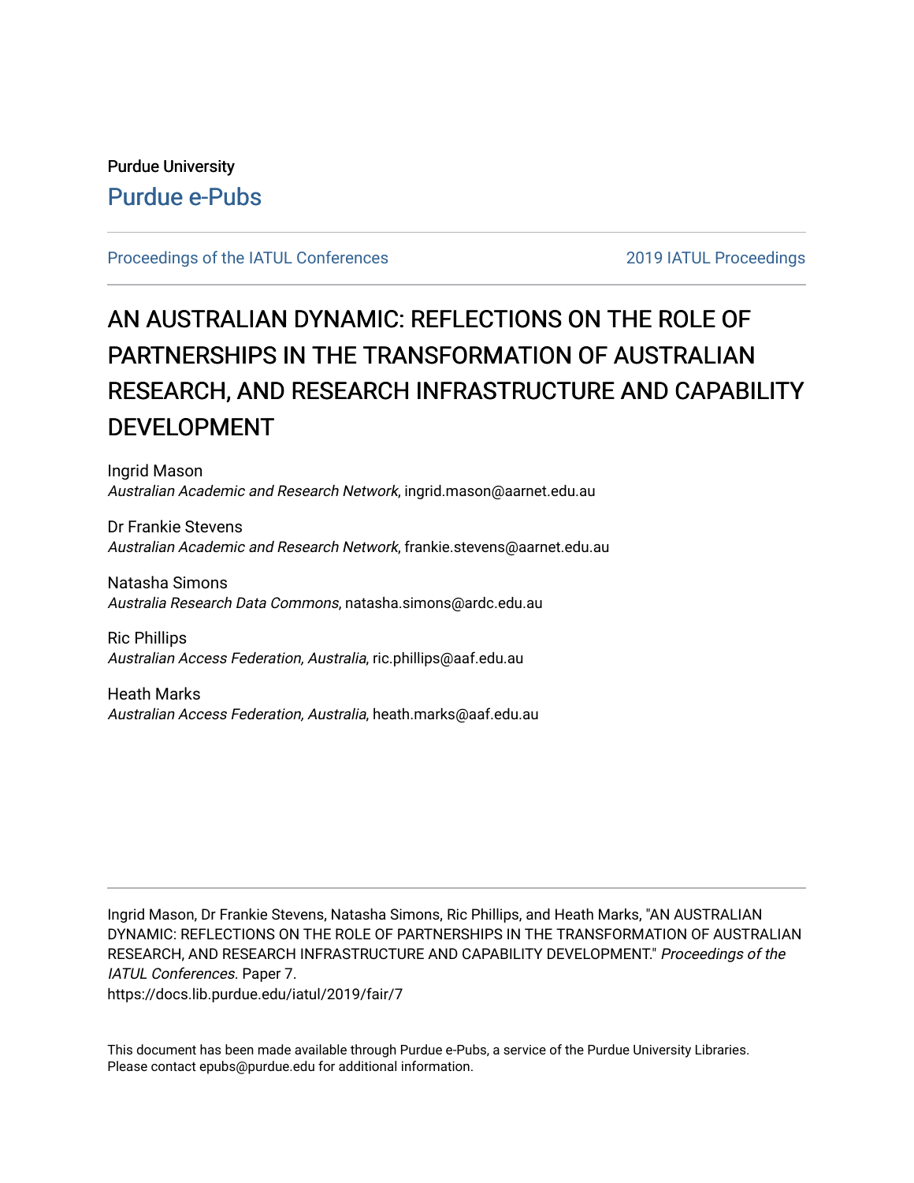Purdue University

Purdue e-Pubs

Proceedings of the IATUL Conferences | 2019 IATUL Proceedings

# AN AUSTRALIAN DYNAMIC: REFLECTIONS ON THE ROLE OF PARTNERSHIPS IN THE TRANSFORMATION OF AUSTRALIAN RESEARCH, AND RESEARCH INFRASTRUCTURE AND CAPABILITY DEVELOPMENT

Ingrid Mason
*Australian Academic and Research Network*, ingrid.mason@aarnet.edu.au

Dr Frankie Stevens
*Australian Academic and Research Network*, frankie.stevens@aarnet.edu.au

Natasha Simons
*Australia Research Data Commons*, natasha.simons@ardc.edu.au

Ric Phillips
*Australian Access Federation, Australia*, ric.phillips@aaf.edu.au

Heath Marks
*Australian Access Federation, Australia*, heath.marks@aaf.edu.au

---

Ingrid Mason, Dr Frankie Stevens, Natasha Simons, Ric Phillips, and Heath Marks, "AN AUSTRALIAN DYNAMIC: REFLECTIONS ON THE ROLE OF PARTNERSHIPS IN THE TRANSFORMATION OF AUSTRALIAN RESEARCH, AND RESEARCH INFRASTRUCTURE AND CAPABILITY DEVELOPMENT." *Proceedings of the IATUL Conferences*. Paper 7.
https://docs.lib.purdue.edu/iatul/2019/fair/7

This document has been made available through Purdue e-Pubs, a service of the Purdue University Libraries. Please contact epubs@purdue.edu for additional information.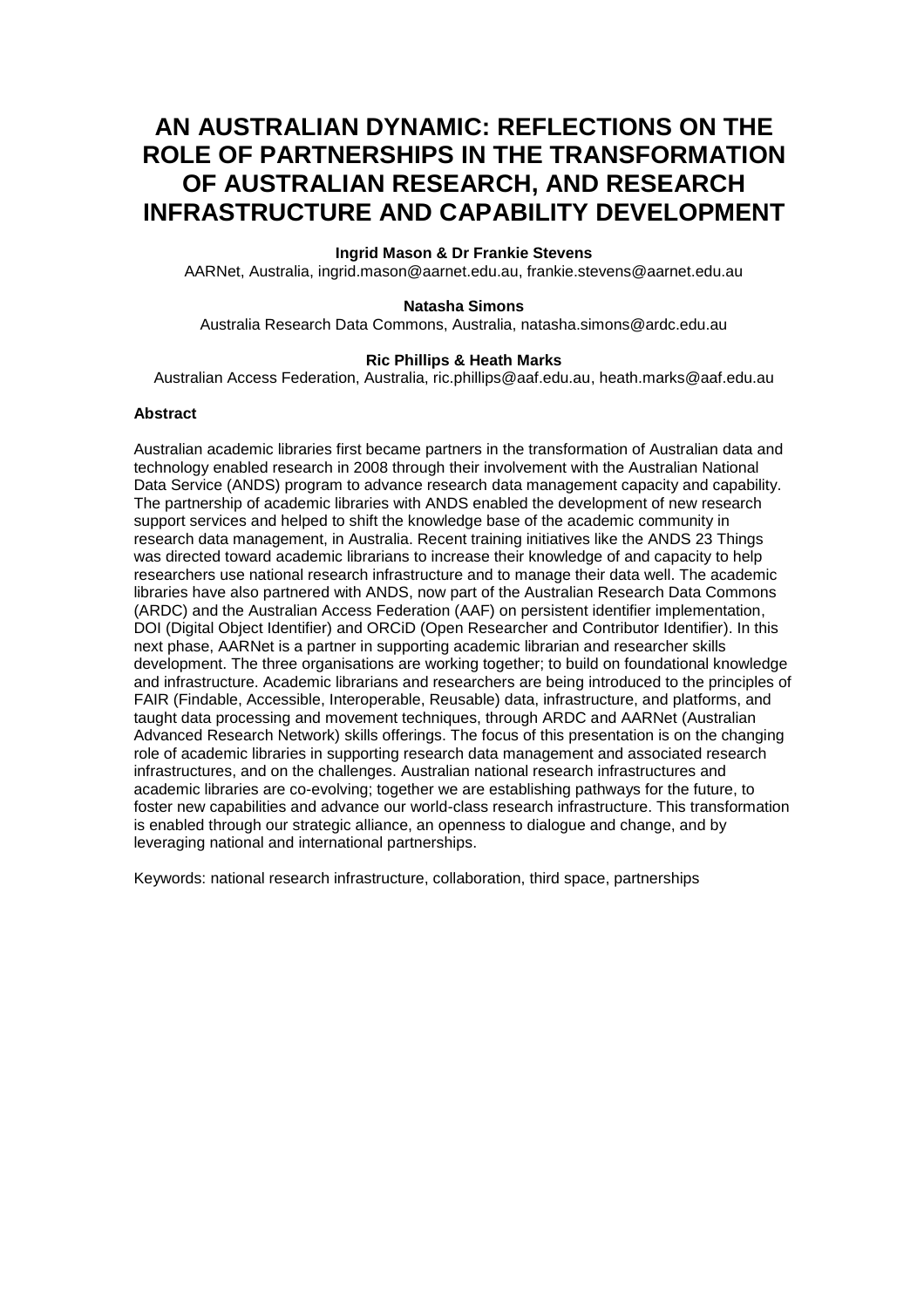# AN AUSTRALIAN DYNAMIC: REFLECTIONS ON THE ROLE OF PARTNERSHIPS IN THE TRANSFORMATION OF AUSTRALIAN RESEARCH, AND RESEARCH INFRASTRUCTURE AND CAPABILITY DEVELOPMENT

**Ingrid Mason & Dr Frankie Stevens**
AARNet, Australia, ingrid.mason@aarnet.edu.au, frankie.stevens@aarnet.edu.au

**Natasha Simons**
Australia Research Data Commons, Australia, natasha.simons@ardc.edu.au

**Ric Phillips & Heath Marks**
Australian Access Federation, Australia, ric.phillips@aaf.edu.au, heath.marks@aaf.edu.au

**Abstract**

Australian academic libraries first became partners in the transformation of Australian data and technology enabled research in 2008 through their involvement with the Australian National Data Service (ANDS) program to advance research data management capacity and capability. The partnership of academic libraries with ANDS enabled the development of new research support services and helped to shift the knowledge base of the academic community in research data management, in Australia. Recent training initiatives like the ANDS 23 Things was directed toward academic librarians to increase their knowledge of and capacity to help researchers use national research infrastructure and to manage their data well. The academic libraries have also partnered with ANDS, now part of the Australian Research Data Commons (ARDC) and the Australian Access Federation (AAF) on persistent identifier implementation, DOI (Digital Object Identifier) and ORCiD (Open Researcher and Contributor Identifier). In this next phase, AARNet is a partner in supporting academic librarian and researcher skills development. The three organisations are working together; to build on foundational knowledge and infrastructure. Academic librarians and researchers are being introduced to the principles of FAIR (Findable, Accessible, Interoperable, Reusable) data, infrastructure, and platforms, and taught data processing and movement techniques, through ARDC and AARNet (Australian Advanced Research Network) skills offerings. The focus of this presentation is on the changing role of academic libraries in supporting research data management and associated research infrastructures, and on the challenges. Australian national research infrastructures and academic libraries are co-evolving; together we are establishing pathways for the future, to foster new capabilities and advance our world-class research infrastructure. This transformation is enabled through our strategic alliance, an openness to dialogue and change, and by leveraging national and international partnerships.

Keywords: national research infrastructure, collaboration, third space, partnerships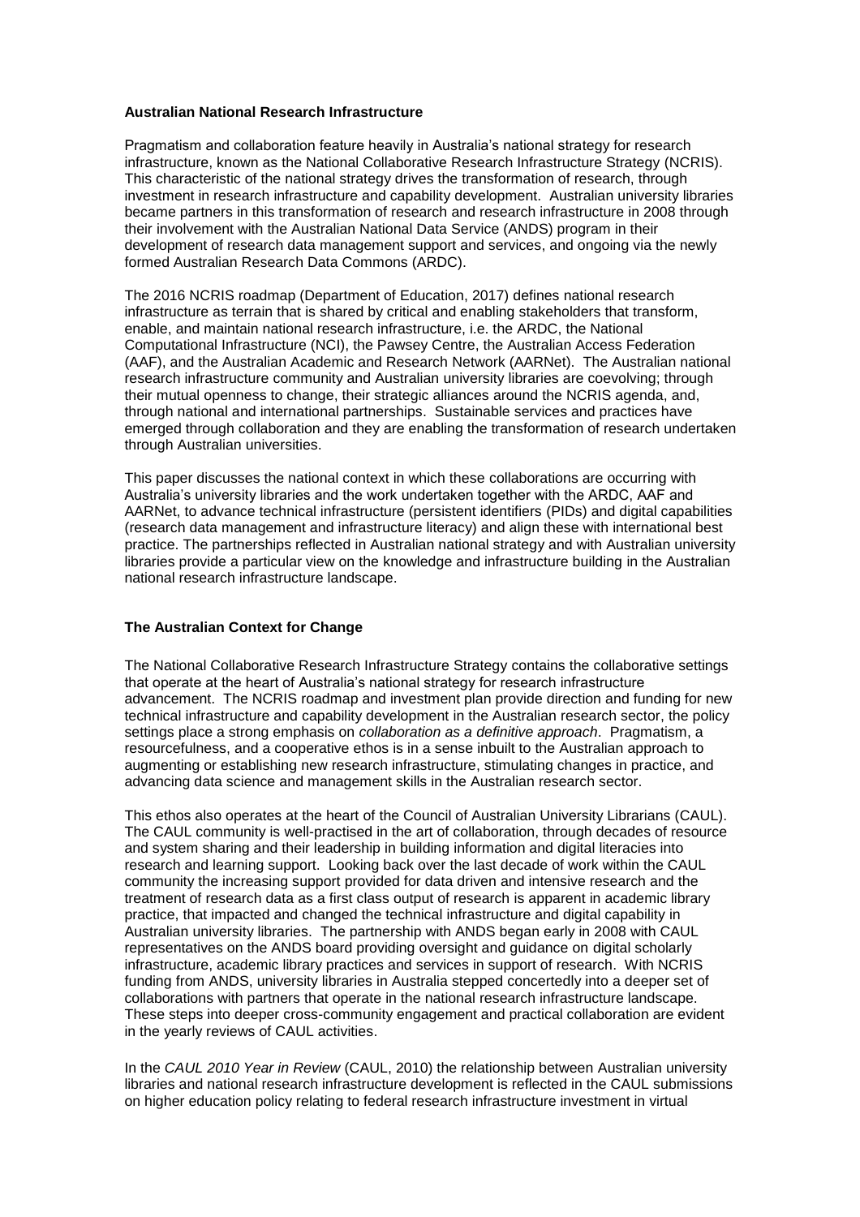**Australian National Research Infrastructure**

Pragmatism and collaboration feature heavily in Australia's national strategy for research infrastructure, known as the National Collaborative Research Infrastructure Strategy (NCRIS). This characteristic of the national strategy drives the transformation of research, through investment in research infrastructure and capability development. Australian university libraries became partners in this transformation of research and research infrastructure in 2008 through their involvement with the Australian National Data Service (ANDS) program in their development of research data management support and services, and ongoing via the newly formed Australian Research Data Commons (ARDC).

The 2016 NCRIS roadmap (Department of Education, 2017) defines national research infrastructure as terrain that is shared by critical and enabling stakeholders that transform, enable, and maintain national research infrastructure, i.e. the ARDC, the National Computational Infrastructure (NCI), the Pawsey Centre, the Australian Access Federation (AAF), and the Australian Academic and Research Network (AARNet). The Australian national research infrastructure community and Australian university libraries are coevolving; through their mutual openness to change, their strategic alliances around the NCRIS agenda, and, through national and international partnerships. Sustainable services and practices have emerged through collaboration and they are enabling the transformation of research undertaken through Australian universities.

This paper discusses the national context in which these collaborations are occurring with Australia's university libraries and the work undertaken together with the ARDC, AAF and AARNet, to advance technical infrastructure (persistent identifiers (PIDs) and digital capabilities (research data management and infrastructure literacy) and align these with international best practice. The partnerships reflected in Australian national strategy and with Australian university libraries provide a particular view on the knowledge and infrastructure building in the Australian national research infrastructure landscape.

**The Australian Context for Change**

The National Collaborative Research Infrastructure Strategy contains the collaborative settings that operate at the heart of Australia's national strategy for research infrastructure advancement. The NCRIS roadmap and investment plan provide direction and funding for new technical infrastructure and capability development in the Australian research sector, the policy settings place a strong emphasis on *collaboration as a definitive approach*. Pragmatism, a resourcefulness, and a cooperative ethos is in a sense inbuilt to the Australian approach to augmenting or establishing new research infrastructure, stimulating changes in practice, and advancing data science and management skills in the Australian research sector.

This ethos also operates at the heart of the Council of Australian University Librarians (CAUL). The CAUL community is well-practised in the art of collaboration, through decades of resource and system sharing and their leadership in building information and digital literacies into research and learning support. Looking back over the last decade of work within the CAUL community the increasing support provided for data driven and intensive research and the treatment of research data as a first class output of research is apparent in academic library practice, that impacted and changed the technical infrastructure and digital capability in Australian university libraries. The partnership with ANDS began early in 2008 with CAUL representatives on the ANDS board providing oversight and guidance on digital scholarly infrastructure, academic library practices and services in support of research. With NCRIS funding from ANDS, university libraries in Australia stepped concertedly into a deeper set of collaborations with partners that operate in the national research infrastructure landscape. These steps into deeper cross-community engagement and practical collaboration are evident in the yearly reviews of CAUL activities.

In the *CAUL 2010 Year in Review* (CAUL, 2010) the relationship between Australian university libraries and national research infrastructure development is reflected in the CAUL submissions on higher education policy relating to federal research infrastructure investment in virtual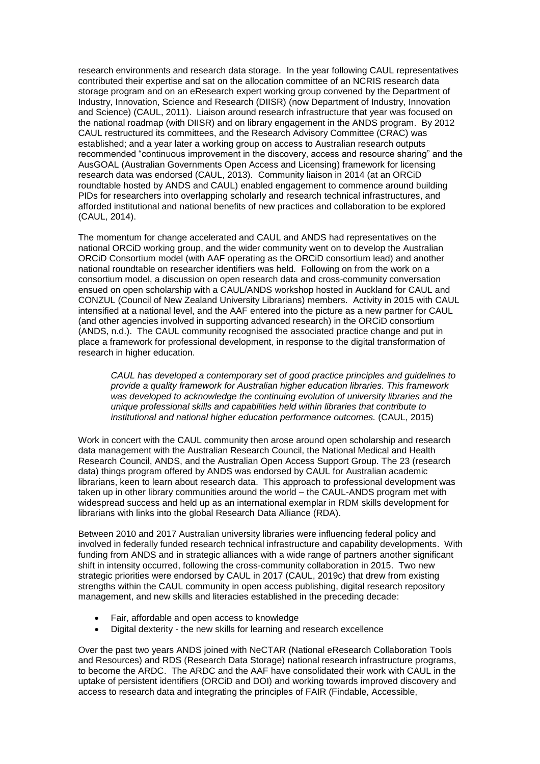research environments and research data storage. In the year following CAUL representatives contributed their expertise and sat on the allocation committee of an NCRIS research data storage program and on an eResearch expert working group convened by the Department of Industry, Innovation, Science and Research (DIISR) (now Department of Industry, Innovation and Science) (CAUL, 2011). Liaison around research infrastructure that year was focused on the national roadmap (with DIISR) and on library engagement in the ANDS program. By 2012 CAUL restructured its committees, and the Research Advisory Committee (CRAC) was established; and a year later a working group on access to Australian research outputs recommended "continuous improvement in the discovery, access and resource sharing" and the AusGOAL (Australian Governments Open Access and Licensing) framework for licensing research data was endorsed (CAUL, 2013). Community liaison in 2014 (at an ORCiD roundtable hosted by ANDS and CAUL) enabled engagement to commence around building PIDs for researchers into overlapping scholarly and research technical infrastructures, and afforded institutional and national benefits of new practices and collaboration to be explored (CAUL, 2014).

The momentum for change accelerated and CAUL and ANDS had representatives on the national ORCiD working group, and the wider community went on to develop the Australian ORCiD Consortium model (with AAF operating as the ORCiD consortium lead) and another national roundtable on researcher identifiers was held. Following on from the work on a consortium model, a discussion on open research data and cross-community conversation ensued on open scholarship with a CAUL/ANDS workshop hosted in Auckland for CAUL and CONZUL (Council of New Zealand University Librarians) members. Activity in 2015 with CAUL intensified at a national level, and the AAF entered into the picture as a new partner for CAUL (and other agencies involved in supporting advanced research) in the ORCiD consortium (ANDS, n.d.). The CAUL community recognised the associated practice change and put in place a framework for professional development, in response to the digital transformation of research in higher education.

> *CAUL has developed a contemporary set of good practice principles and guidelines to provide a quality framework for Australian higher education libraries. This framework was developed to acknowledge the continuing evolution of university libraries and the unique professional skills and capabilities held within libraries that contribute to institutional and national higher education performance outcomes.* (CAUL, 2015)

Work in concert with the CAUL community then arose around open scholarship and research data management with the Australian Research Council, the National Medical and Health Research Council, ANDS, and the Australian Open Access Support Group. The 23 (research data) things program offered by ANDS was endorsed by CAUL for Australian academic librarians, keen to learn about research data. This approach to professional development was taken up in other library communities around the world – the CAUL-ANDS program met with widespread success and held up as an international exemplar in RDM skills development for librarians with links into the global Research Data Alliance (RDA).

Between 2010 and 2017 Australian university libraries were influencing federal policy and involved in federally funded research technical infrastructure and capability developments. With funding from ANDS and in strategic alliances with a wide range of partners another significant shift in intensity occurred, following the cross-community collaboration in 2015. Two new strategic priorities were endorsed by CAUL in 2017 (CAUL, 2019c) that drew from existing strengths within the CAUL community in open access publishing, digital research repository management, and new skills and literacies established in the preceding decade:

- Fair, affordable and open access to knowledge
- Digital dexterity - the new skills for learning and research excellence

Over the past two years ANDS joined with NeCTAR (National eResearch Collaboration Tools and Resources) and RDS (Research Data Storage) national research infrastructure programs, to become the ARDC. The ARDC and the AAF have consolidated their work with CAUL in the uptake of persistent identifiers (ORCiD and DOI) and working towards improved discovery and access to research data and integrating the principles of FAIR (Findable, Accessible,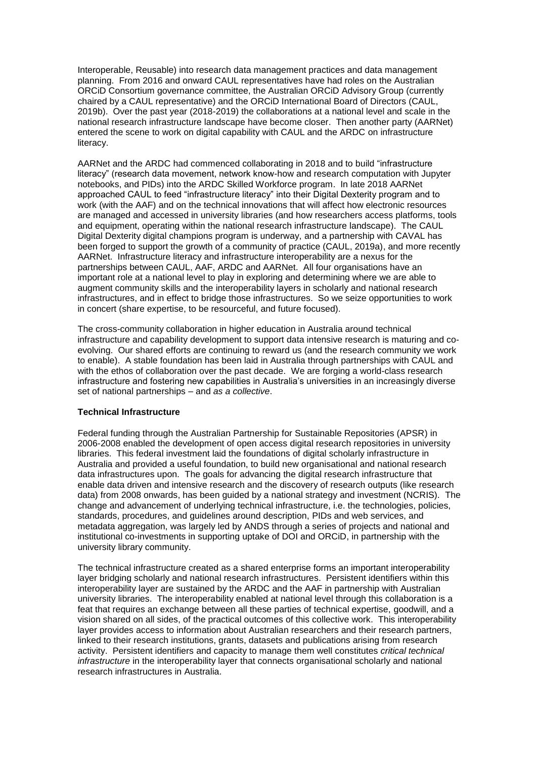Interoperable, Reusable) into research data management practices and data management planning. From 2016 and onward CAUL representatives have had roles on the Australian ORCiD Consortium governance committee, the Australian ORCiD Advisory Group (currently chaired by a CAUL representative) and the ORCiD International Board of Directors (CAUL, 2019b). Over the past year (2018-2019) the collaborations at a national level and scale in the national research infrastructure landscape have become closer. Then another party (AARNet) entered the scene to work on digital capability with CAUL and the ARDC on infrastructure literacy.

AARNet and the ARDC had commenced collaborating in 2018 and to build "infrastructure literacy" (research data movement, network know-how and research computation with Jupyter notebooks, and PIDs) into the ARDC Skilled Workforce program. In late 2018 AARNet approached CAUL to feed "infrastructure literacy" into their Digital Dexterity program and to work (with the AAF) and on the technical innovations that will affect how electronic resources are managed and accessed in university libraries (and how researchers access platforms, tools and equipment, operating within the national research infrastructure landscape). The CAUL Digital Dexterity digital champions program is underway, and a partnership with CAVAL has been forged to support the growth of a community of practice (CAUL, 2019a), and more recently AARNet. Infrastructure literacy and infrastructure interoperability are a nexus for the partnerships between CAUL, AAF, ARDC and AARNet. All four organisations have an important role at a national level to play in exploring and determining where we are able to augment community skills and the interoperability layers in scholarly and national research infrastructures, and in effect to bridge those infrastructures. So we seize opportunities to work in concert (share expertise, to be resourceful, and future focused).

The cross-community collaboration in higher education in Australia around technical infrastructure and capability development to support data intensive research is maturing and co-evolving. Our shared efforts are continuing to reward us (and the research community we work to enable). A stable foundation has been laid in Australia through partnerships with CAUL and with the ethos of collaboration over the past decade. We are forging a world-class research infrastructure and fostering new capabilities in Australia's universities in an increasingly diverse set of national partnerships – and *as a collective*.

**Technical Infrastructure**

Federal funding through the Australian Partnership for Sustainable Repositories (APSR) in 2006-2008 enabled the development of open access digital research repositories in university libraries. This federal investment laid the foundations of digital scholarly infrastructure in Australia and provided a useful foundation, to build new organisational and national research data infrastructures upon. The goals for advancing the digital research infrastructure that enable data driven and intensive research and the discovery of research outputs (like research data) from 2008 onwards, has been guided by a national strategy and investment (NCRIS). The change and advancement of underlying technical infrastructure, i.e. the technologies, policies, standards, procedures, and guidelines around description, PIDs and web services, and metadata aggregation, was largely led by ANDS through a series of projects and national and institutional co-investments in supporting uptake of DOI and ORCiD, in partnership with the university library community.

The technical infrastructure created as a shared enterprise forms an important interoperability layer bridging scholarly and national research infrastructures. Persistent identifiers within this interoperability layer are sustained by the ARDC and the AAF in partnership with Australian university libraries. The interoperability enabled at national level through this collaboration is a feat that requires an exchange between all these parties of technical expertise, goodwill, and a vision shared on all sides, of the practical outcomes of this collective work. This interoperability layer provides access to information about Australian researchers and their research partners, linked to their research institutions, grants, datasets and publications arising from research activity. Persistent identifiers and capacity to manage them well constitutes *critical technical infrastructure* in the interoperability layer that connects organisational scholarly and national research infrastructures in Australia.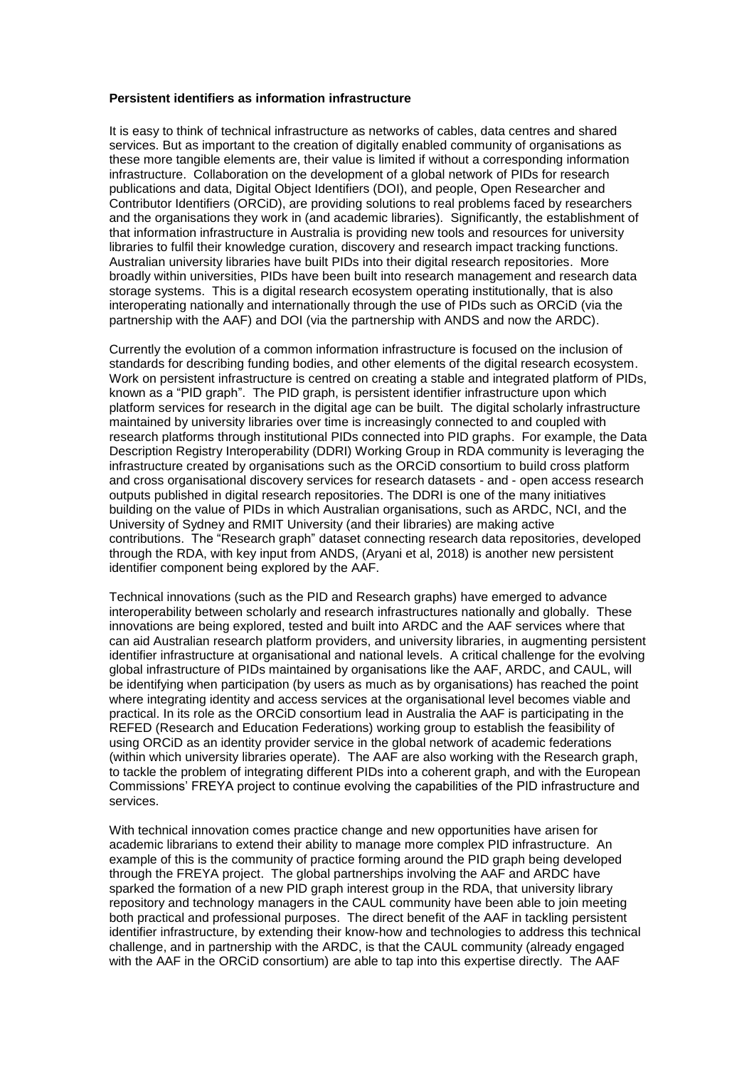**Persistent identifiers as information infrastructure**

It is easy to think of technical infrastructure as networks of cables, data centres and shared services. But as important to the creation of digitally enabled community of organisations as these more tangible elements are, their value is limited if without a corresponding information infrastructure. Collaboration on the development of a global network of PIDs for research publications and data, Digital Object Identifiers (DOI), and people, Open Researcher and Contributor Identifiers (ORCiD), are providing solutions to real problems faced by researchers and the organisations they work in (and academic libraries). Significantly, the establishment of that information infrastructure in Australia is providing new tools and resources for university libraries to fulfil their knowledge curation, discovery and research impact tracking functions. Australian university libraries have built PIDs into their digital research repositories. More broadly within universities, PIDs have been built into research management and research data storage systems. This is a digital research ecosystem operating institutionally, that is also interoperating nationally and internationally through the use of PIDs such as ORCiD (via the partnership with the AAF) and DOI (via the partnership with ANDS and now the ARDC).

Currently the evolution of a common information infrastructure is focused on the inclusion of standards for describing funding bodies, and other elements of the digital research ecosystem. Work on persistent infrastructure is centred on creating a stable and integrated platform of PIDs, known as a "PID graph". The PID graph, is persistent identifier infrastructure upon which platform services for research in the digital age can be built. The digital scholarly infrastructure maintained by university libraries over time is increasingly connected to and coupled with research platforms through institutional PIDs connected into PID graphs. For example, the Data Description Registry Interoperability (DDRI) Working Group in RDA community is leveraging the infrastructure created by organisations such as the ORCiD consortium to build cross platform and cross organisational discovery services for research datasets - and - open access research outputs published in digital research repositories. The DDRI is one of the many initiatives building on the value of PIDs in which Australian organisations, such as ARDC, NCI, and the University of Sydney and RMIT University (and their libraries) are making active contributions. The "Research graph" dataset connecting research data repositories, developed through the RDA, with key input from ANDS, (Aryani et al, 2018) is another new persistent identifier component being explored by the AAF.

Technical innovations (such as the PID and Research graphs) have emerged to advance interoperability between scholarly and research infrastructures nationally and globally. These innovations are being explored, tested and built into ARDC and the AAF services where that can aid Australian research platform providers, and university libraries, in augmenting persistent identifier infrastructure at organisational and national levels. A critical challenge for the evolving global infrastructure of PIDs maintained by organisations like the AAF, ARDC, and CAUL, will be identifying when participation (by users as much as by organisations) has reached the point where integrating identity and access services at the organisational level becomes viable and practical. In its role as the ORCiD consortium lead in Australia the AAF is participating in the REFED (Research and Education Federations) working group to establish the feasibility of using ORCiD as an identity provider service in the global network of academic federations (within which university libraries operate). The AAF are also working with the Research graph, to tackle the problem of integrating different PIDs into a coherent graph, and with the European Commissions' FREYA project to continue evolving the capabilities of the PID infrastructure and services.

With technical innovation comes practice change and new opportunities have arisen for academic librarians to extend their ability to manage more complex PID infrastructure. An example of this is the community of practice forming around the PID graph being developed through the FREYA project. The global partnerships involving the AAF and ARDC have sparked the formation of a new PID graph interest group in the RDA, that university library repository and technology managers in the CAUL community have been able to join meeting both practical and professional purposes. The direct benefit of the AAF in tackling persistent identifier infrastructure, by extending their know-how and technologies to address this technical challenge, and in partnership with the ARDC, is that the CAUL community (already engaged with the AAF in the ORCiD consortium) are able to tap into this expertise directly. The AAF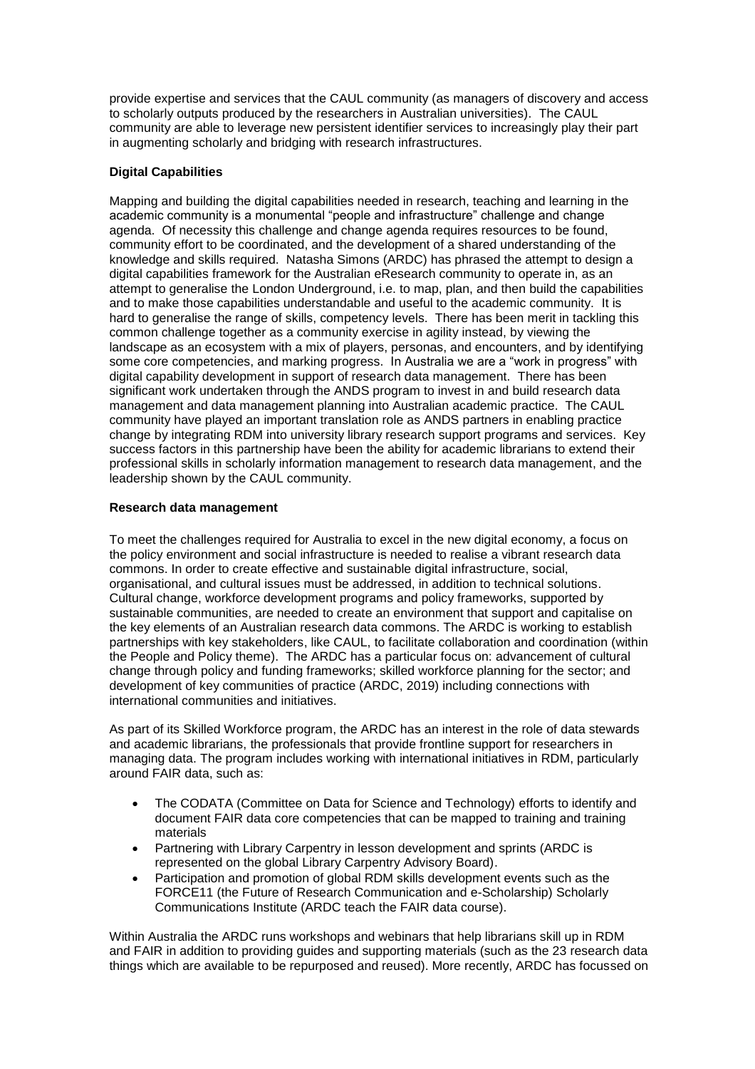provide expertise and services that the CAUL community (as managers of discovery and access to scholarly outputs produced by the researchers in Australian universities). The CAUL community are able to leverage new persistent identifier services to increasingly play their part in augmenting scholarly and bridging with research infrastructures.

**Digital Capabilities**

Mapping and building the digital capabilities needed in research, teaching and learning in the academic community is a monumental "people and infrastructure" challenge and change agenda. Of necessity this challenge and change agenda requires resources to be found, community effort to be coordinated, and the development of a shared understanding of the knowledge and skills required. Natasha Simons (ARDC) has phrased the attempt to design a digital capabilities framework for the Australian eResearch community to operate in, as an attempt to generalise the London Underground, i.e. to map, plan, and then build the capabilities and to make those capabilities understandable and useful to the academic community. It is hard to generalise the range of skills, competency levels. There has been merit in tackling this common challenge together as a community exercise in agility instead, by viewing the landscape as an ecosystem with a mix of players, personas, and encounters, and by identifying some core competencies, and marking progress. In Australia we are a "work in progress" with digital capability development in support of research data management. There has been significant work undertaken through the ANDS program to invest in and build research data management and data management planning into Australian academic practice. The CAUL community have played an important translation role as ANDS partners in enabling practice change by integrating RDM into university library research support programs and services. Key success factors in this partnership have been the ability for academic librarians to extend their professional skills in scholarly information management to research data management, and the leadership shown by the CAUL community.

**Research data management**

To meet the challenges required for Australia to excel in the new digital economy, a focus on the policy environment and social infrastructure is needed to realise a vibrant research data commons. In order to create effective and sustainable digital infrastructure, social, organisational, and cultural issues must be addressed, in addition to technical solutions. Cultural change, workforce development programs and policy frameworks, supported by sustainable communities, are needed to create an environment that support and capitalise on the key elements of an Australian research data commons. The ARDC is working to establish partnerships with key stakeholders, like CAUL, to facilitate collaboration and coordination (within the People and Policy theme). The ARDC has a particular focus on: advancement of cultural change through policy and funding frameworks; skilled workforce planning for the sector; and development of key communities of practice (ARDC, 2019) including connections with international communities and initiatives.

As part of its Skilled Workforce program, the ARDC has an interest in the role of data stewards and academic librarians, the professionals that provide frontline support for researchers in managing data. The program includes working with international initiatives in RDM, particularly around FAIR data, such as:

- The CODATA (Committee on Data for Science and Technology) efforts to identify and document FAIR data core competencies that can be mapped to training and training materials
- Partnering with Library Carpentry in lesson development and sprints (ARDC is represented on the global Library Carpentry Advisory Board).
- Participation and promotion of global RDM skills development events such as the FORCE11 (the Future of Research Communication and e-Scholarship) Scholarly Communications Institute (ARDC teach the FAIR data course).

Within Australia the ARDC runs workshops and webinars that help librarians skill up in RDM and FAIR in addition to providing guides and supporting materials (such as the 23 research data things which are available to be repurposed and reused). More recently, ARDC has focussed on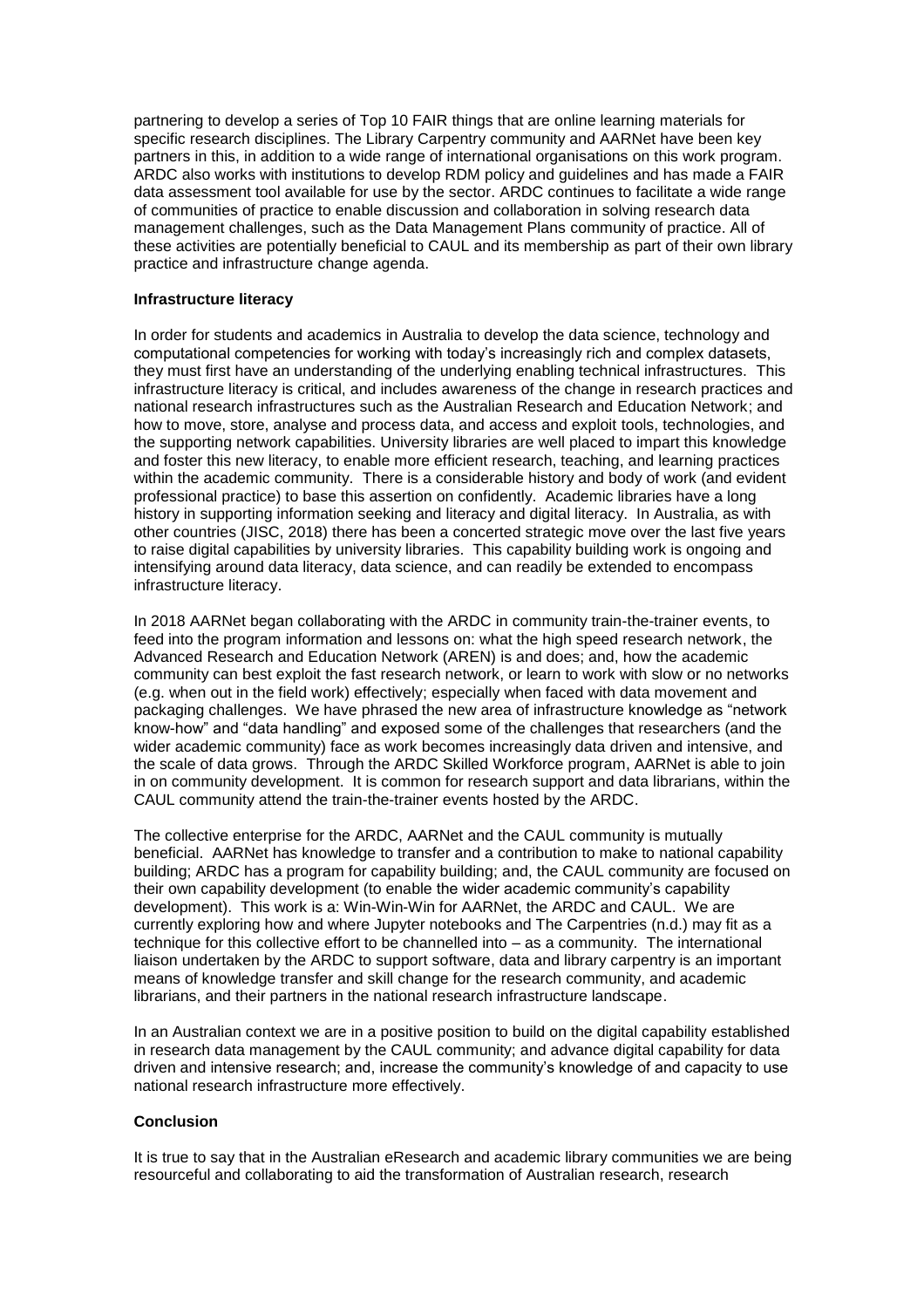partnering to develop a series of Top 10 FAIR things that are online learning materials for specific research disciplines. The Library Carpentry community and AARNet have been key partners in this, in addition to a wide range of international organisations on this work program. ARDC also works with institutions to develop RDM policy and guidelines and has made a FAIR data assessment tool available for use by the sector. ARDC continues to facilitate a wide range of communities of practice to enable discussion and collaboration in solving research data management challenges, such as the Data Management Plans community of practice. All of these activities are potentially beneficial to CAUL and its membership as part of their own library practice and infrastructure change agenda.

**Infrastructure literacy**

In order for students and academics in Australia to develop the data science, technology and computational competencies for working with today's increasingly rich and complex datasets, they must first have an understanding of the underlying enabling technical infrastructures. This infrastructure literacy is critical, and includes awareness of the change in research practices and national research infrastructures such as the Australian Research and Education Network; and how to move, store, analyse and process data, and access and exploit tools, technologies, and the supporting network capabilities. University libraries are well placed to impart this knowledge and foster this new literacy, to enable more efficient research, teaching, and learning practices within the academic community. There is a considerable history and body of work (and evident professional practice) to base this assertion on confidently. Academic libraries have a long history in supporting information seeking and literacy and digital literacy. In Australia, as with other countries (JISC, 2018) there has been a concerted strategic move over the last five years to raise digital capabilities by university libraries. This capability building work is ongoing and intensifying around data literacy, data science, and can readily be extended to encompass infrastructure literacy.

In 2018 AARNet began collaborating with the ARDC in community train-the-trainer events, to feed into the program information and lessons on: what the high speed research network, the Advanced Research and Education Network (AREN) is and does; and, how the academic community can best exploit the fast research network, or learn to work with slow or no networks (e.g. when out in the field work) effectively; especially when faced with data movement and packaging challenges. We have phrased the new area of infrastructure knowledge as "network know-how" and "data handling" and exposed some of the challenges that researchers (and the wider academic community) face as work becomes increasingly data driven and intensive, and the scale of data grows. Through the ARDC Skilled Workforce program, AARNet is able to join in on community development. It is common for research support and data librarians, within the CAUL community attend the train-the-trainer events hosted by the ARDC.

The collective enterprise for the ARDC, AARNet and the CAUL community is mutually beneficial. AARNet has knowledge to transfer and a contribution to make to national capability building; ARDC has a program for capability building; and, the CAUL community are focused on their own capability development (to enable the wider academic community's capability development). This work is a: Win-Win-Win for AARNet, the ARDC and CAUL. We are currently exploring how and where Jupyter notebooks and The Carpentries (n.d.) may fit as a technique for this collective effort to be channelled into – as a community. The international liaison undertaken by the ARDC to support software, data and library carpentry is an important means of knowledge transfer and skill change for the research community, and academic librarians, and their partners in the national research infrastructure landscape.

In an Australian context we are in a positive position to build on the digital capability established in research data management by the CAUL community; and advance digital capability for data driven and intensive research; and, increase the community's knowledge of and capacity to use national research infrastructure more effectively.

**Conclusion**

It is true to say that in the Australian eResearch and academic library communities we are being resourceful and collaborating to aid the transformation of Australian research, research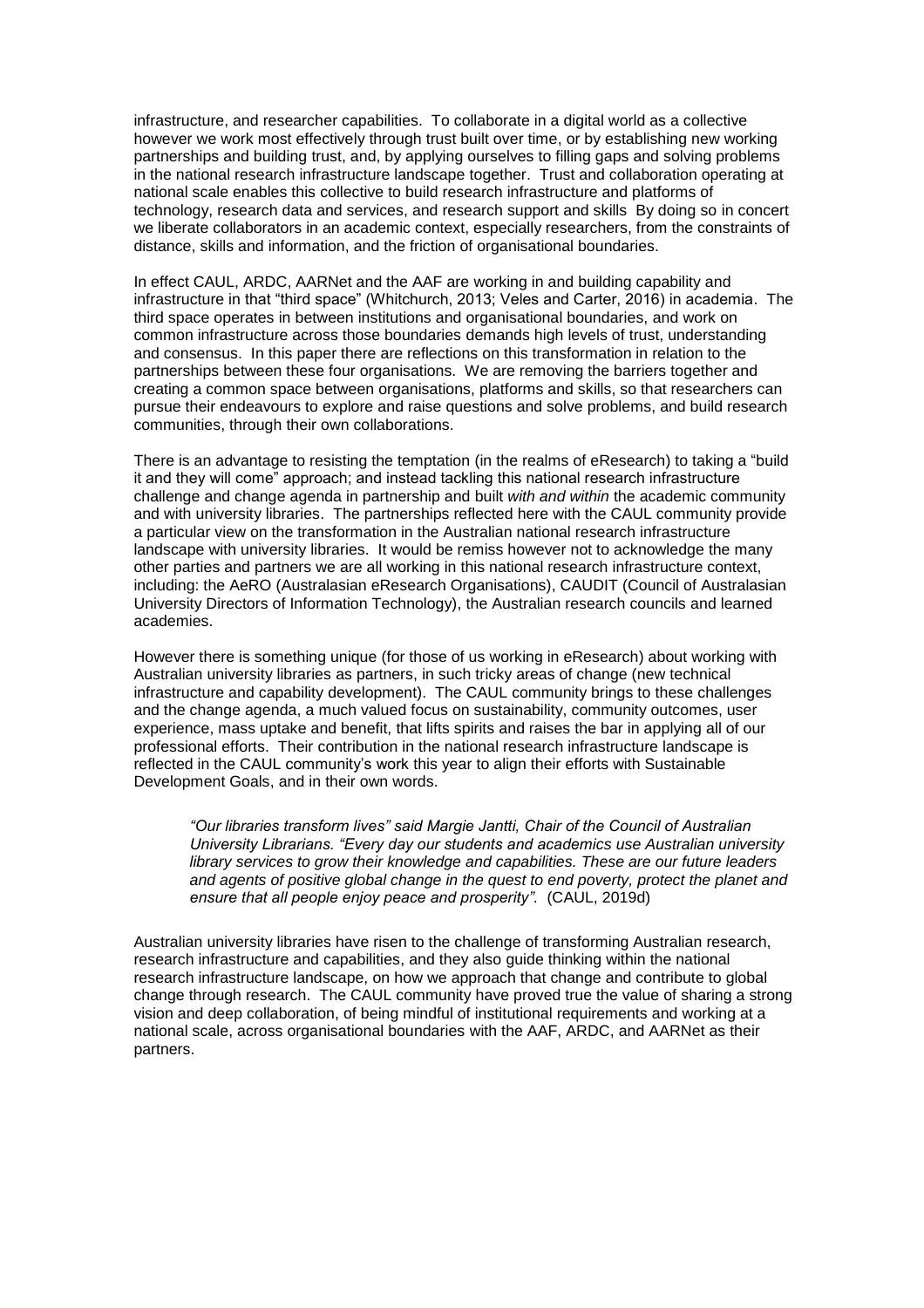infrastructure, and researcher capabilities. To collaborate in a digital world as a collective however we work most effectively through trust built over time, or by establishing new working partnerships and building trust, and, by applying ourselves to filling gaps and solving problems in the national research infrastructure landscape together. Trust and collaboration operating at national scale enables this collective to build research infrastructure and platforms of technology, research data and services, and research support and skills By doing so in concert we liberate collaborators in an academic context, especially researchers, from the constraints of distance, skills and information, and the friction of organisational boundaries.

In effect CAUL, ARDC, AARNet and the AAF are working in and building capability and infrastructure in that "third space" (Whitchurch, 2013; Veles and Carter, 2016) in academia. The third space operates in between institutions and organisational boundaries, and work on common infrastructure across those boundaries demands high levels of trust, understanding and consensus. In this paper there are reflections on this transformation in relation to the partnerships between these four organisations. We are removing the barriers together and creating a common space between organisations, platforms and skills, so that researchers can pursue their endeavours to explore and raise questions and solve problems, and build research communities, through their own collaborations.

There is an advantage to resisting the temptation (in the realms of eResearch) to taking a "build it and they will come" approach; and instead tackling this national research infrastructure challenge and change agenda in partnership and built *with and within* the academic community and with university libraries. The partnerships reflected here with the CAUL community provide a particular view on the transformation in the Australian national research infrastructure landscape with university libraries. It would be remiss however not to acknowledge the many other parties and partners we are all working in this national research infrastructure context, including: the AeRO (Australasian eResearch Organisations), CAUDIT (Council of Australasian University Directors of Information Technology), the Australian research councils and learned academies.

However there is something unique (for those of us working in eResearch) about working with Australian university libraries as partners, in such tricky areas of change (new technical infrastructure and capability development). The CAUL community brings to these challenges and the change agenda, a much valued focus on sustainability, community outcomes, user experience, mass uptake and benefit, that lifts spirits and raises the bar in applying all of our professional efforts. Their contribution in the national research infrastructure landscape is reflected in the CAUL community's work this year to align their efforts with Sustainable Development Goals, and in their own words.

> *"Our libraries transform lives" said Margie Jantti, Chair of the Council of Australian University Librarians. "Every day our students and academics use Australian university library services to grow their knowledge and capabilities. These are our future leaders and agents of positive global change in the quest to end poverty, protect the planet and ensure that all people enjoy peace and prosperity".* (CAUL, 2019d)

Australian university libraries have risen to the challenge of transforming Australian research, research infrastructure and capabilities, and they also guide thinking within the national research infrastructure landscape, on how we approach that change and contribute to global change through research. The CAUL community have proved true the value of sharing a strong vision and deep collaboration, of being mindful of institutional requirements and working at a national scale, across organisational boundaries with the AAF, ARDC, and AARNet as their partners.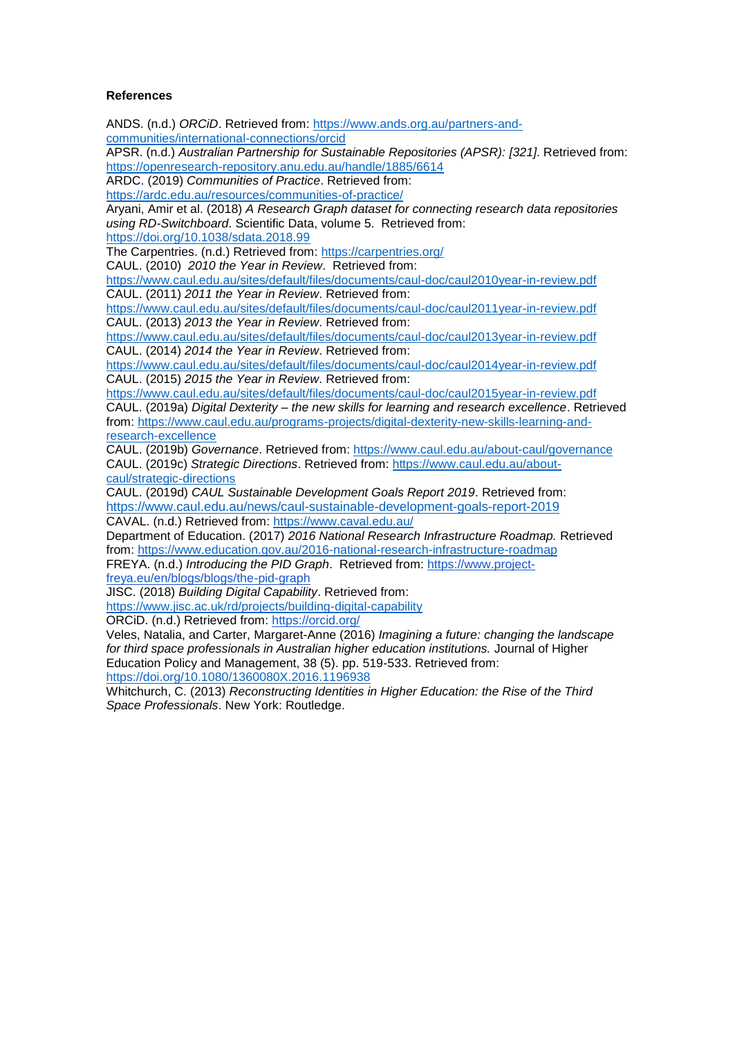**References**

ANDS. (n.d.) *ORCiD*. Retrieved from: https://www.ands.org.au/partners-and-communities/international-connections/orcid

APSR. (n.d.) *Australian Partnership for Sustainable Repositories (APSR): [321]*. Retrieved from: https://openresearch-repository.anu.edu.au/handle/1885/6614

ARDC. (2019) *Communities of Practice*. Retrieved from: https://ardc.edu.au/resources/communities-of-practice/

Aryani, Amir et al. (2018) *A Research Graph dataset for connecting research data repositories using RD-Switchboard*. Scientific Data, volume 5. Retrieved from: https://doi.org/10.1038/sdata.2018.99

The Carpentries. (n.d.) Retrieved from: https://carpentries.org/

CAUL. (2010) *2010 the Year in Review*. Retrieved from: https://www.caul.edu.au/sites/default/files/documents/caul-doc/caul2010year-in-review.pdf

CAUL. (2011) *2011 the Year in Review*. Retrieved from: https://www.caul.edu.au/sites/default/files/documents/caul-doc/caul2011year-in-review.pdf

CAUL. (2013) *2013 the Year in Review*. Retrieved from: https://www.caul.edu.au/sites/default/files/documents/caul-doc/caul2013year-in-review.pdf

CAUL. (2014) *2014 the Year in Review*. Retrieved from: https://www.caul.edu.au/sites/default/files/documents/caul-doc/caul2014year-in-review.pdf

CAUL. (2015) *2015 the Year in Review*. Retrieved from: https://www.caul.edu.au/sites/default/files/documents/caul-doc/caul2015year-in-review.pdf

CAUL. (2019a) *Digital Dexterity – the new skills for learning and research excellence*. Retrieved from: https://www.caul.edu.au/programs-projects/digital-dexterity-new-skills-learning-and-research-excellence

CAUL. (2019b) *Governance*. Retrieved from: https://www.caul.edu.au/about-caul/governance

CAUL. (2019c) *Strategic Directions*. Retrieved from: https://www.caul.edu.au/about-caul/strategic-directions

CAUL. (2019d) *CAUL Sustainable Development Goals Report 2019*. Retrieved from: https://www.caul.edu.au/news/caul-sustainable-development-goals-report-2019

CAVAL. (n.d.) Retrieved from: https://www.caval.edu.au/

Department of Education. (2017) *2016 National Research Infrastructure Roadmap.* Retrieved from: https://www.education.gov.au/2016-national-research-infrastructure-roadmap

FREYA. (n.d.) *Introducing the PID Graph*. Retrieved from: https://www.project-freya.eu/en/blogs/blogs/the-pid-graph

JISC. (2018) *Building Digital Capability*. Retrieved from: https://www.jisc.ac.uk/rd/projects/building-digital-capability

ORCiD. (n.d.) Retrieved from: https://orcid.org/

Veles, Natalia, and Carter, Margaret-Anne (2016) *Imagining a future: changing the landscape for third space professionals in Australian higher education institutions.* Journal of Higher Education Policy and Management, 38 (5). pp. 519-533. Retrieved from: https://doi.org/10.1080/1360080X.2016.1196938

Whitchurch, C. (2013) *Reconstructing Identities in Higher Education: the Rise of the Third Space Professionals*. New York: Routledge.